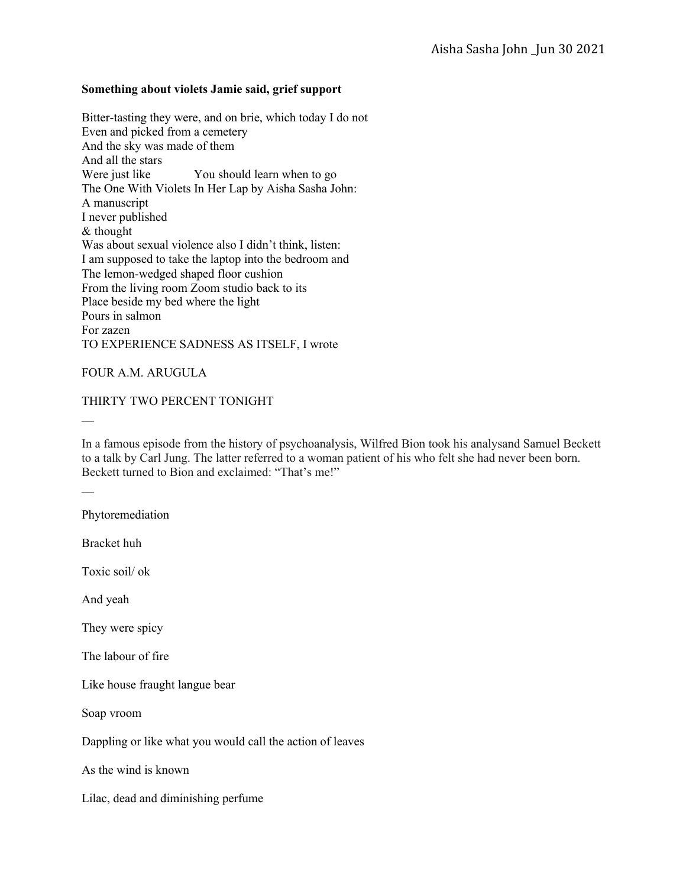Aisha Sasha John _Jun 30 2021

**Something about violets Jamie said, grief support**

Bitter-tasting they were, and on brie, which today I do not  
Even and picked from a cemetery  
And the sky was made of them  
And all the stars  
Were just like          You should learn when to go  
The One With Violets In Her Lap by Aisha Sasha John:  
A manuscript  
I never published  
& thought  
Was about sexual violence also I didn't think, listen:  
I am supposed to take the laptop into the bedroom and  
The lemon-wedged shaped floor cushion  
From the living room Zoom studio back to its  
Place beside my bed where the light  
Pours in salmon  
For zazen  
TO EXPERIENCE SADNESS AS ITSELF, I wrote

FOUR A.M. ARUGULA

THIRTY TWO PERCENT TONIGHT

—

In a famous episode from the history of psychoanalysis, Wilfred Bion took his analysand Samuel Beckett to a talk by Carl Jung. The latter referred to a woman patient of his who felt she had never been born. Beckett turned to Bion and exclaimed: "That's me!"

—

Phytoremediation

Bracket huh

Toxic soil/ ok

And yeah

They were spicy

The labour of fire

Like house fraught langue bear

Soap vroom

Dappling or like what you would call the action of leaves

As the wind is known

Lilac, dead and diminishing perfume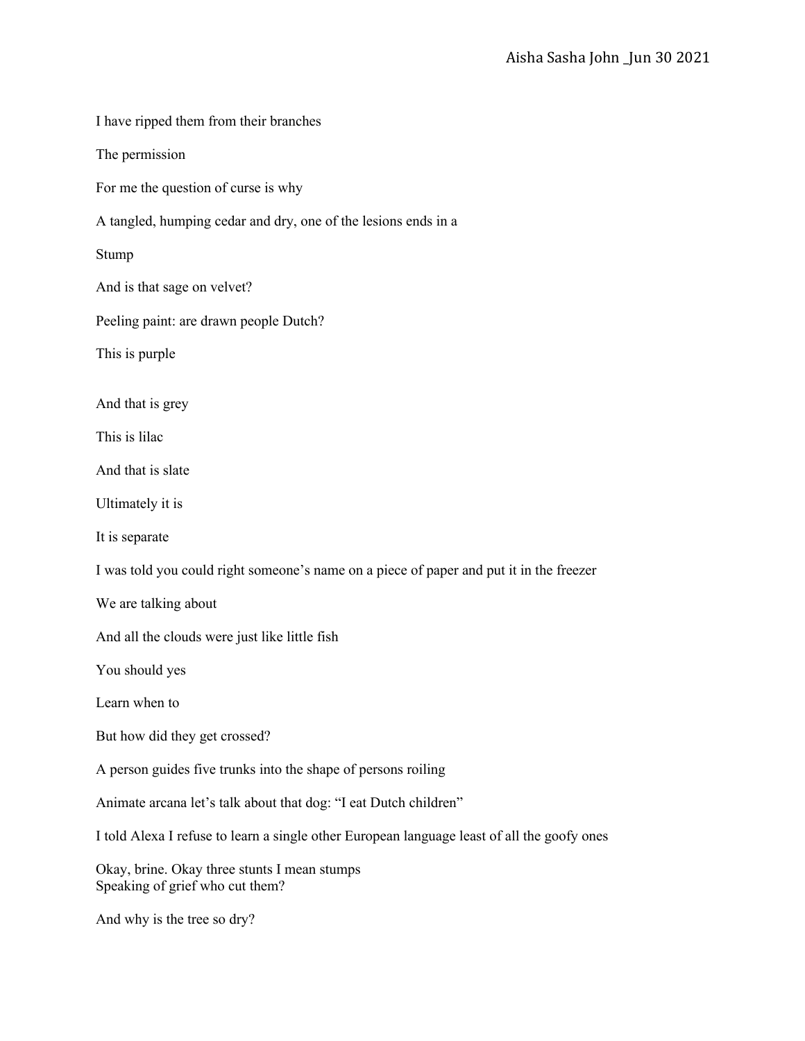I have ripped them from their branches

The permission

For me the question of curse is why

A tangled, humping cedar and dry, one of the lesions ends in a

Stump

And is that sage on velvet?

Peeling paint: are drawn people Dutch?

This is purple

And that is grey

This is lilac

And that is slate

Ultimately it is

It is separate

I was told you could right someone's name on a piece of paper and put it in the freezer

We are talking about

And all the clouds were just like little fish

You should yes

Learn when to

But how did they get crossed?

A person guides five trunks into the shape of persons roiling

Animate arcana let's talk about that dog: "I eat Dutch children"

I told Alexa I refuse to learn a single other European language least of all the goofy ones

Okay, brine. Okay three stunts I mean stumps
Speaking of grief who cut them?

And why is the tree so dry?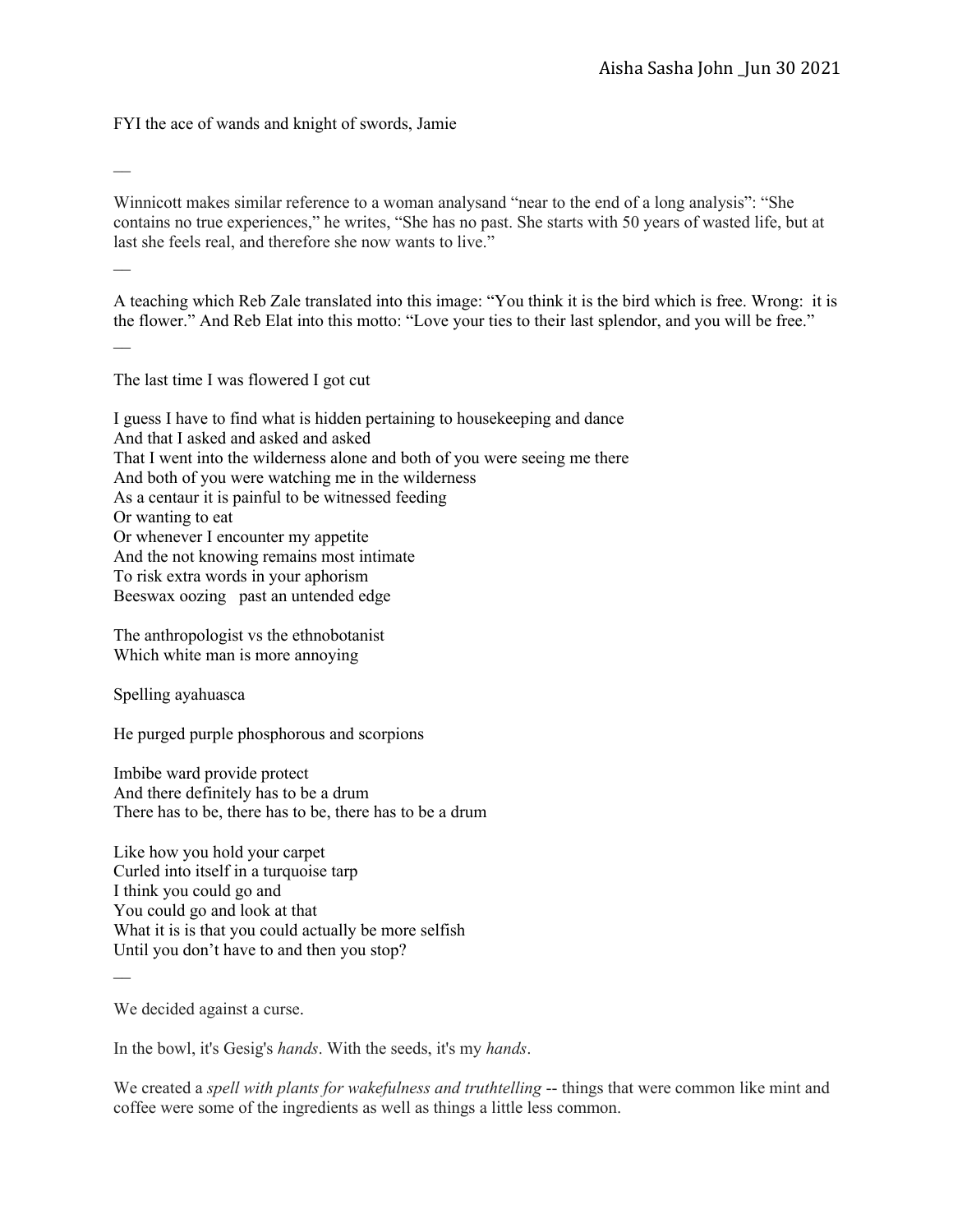FYI the ace of wands and knight of swords, Jamie

—

Winnicott makes similar reference to a woman analysand "near to the end of a long analysis": "She contains no true experiences," he writes, "She has no past. She starts with 50 years of wasted life, but at last she feels real, and therefore she now wants to live."

—

A teaching which Reb Zale translated into this image: "You think it is the bird which is free. Wrong: it is the flower." And Reb Elat into this motto: "Love your ties to their last splendor, and you will be free."

—

The last time I was flowered I got cut

I guess I have to find what is hidden pertaining to housekeeping and dance
And that I asked and asked and asked
That I went into the wilderness alone and both of you were seeing me there
And both of you were watching me in the wilderness
As a centaur it is painful to be witnessed feeding
Or wanting to eat
Or whenever I encounter my appetite
And the not knowing remains most intimate
To risk extra words in your aphorism
Beeswax oozing   past an untended edge

The anthropologist vs the ethnobotanist
Which white man is more annoying

Spelling ayahuasca

He purged purple phosphorous and scorpions

Imbibe ward provide protect
And there definitely has to be a drum
There has to be, there has to be, there has to be a drum

Like how you hold your carpet
Curled into itself in a turquoise tarp
I think you could go and
You could go and look at that
What it is is that you could actually be more selfish
Until you don't have to and then you stop?

—

We decided against a curse.

In the bowl, it's Gesig's *hands*. With the seeds, it's my *hands*.

We created a *spell with plants for wakefulness and truthtelling* -- things that were common like mint and coffee were some of the ingredients as well as things a little less common.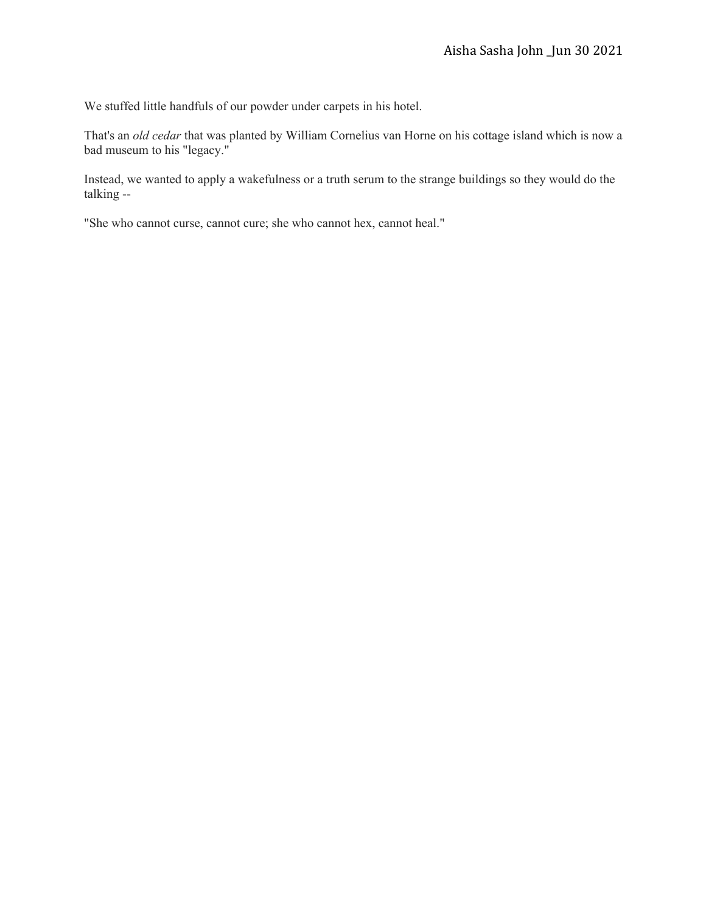We stuffed little handfuls of our powder under carpets in his hotel.

That's an *old cedar* that was planted by William Cornelius van Horne on his cottage island which is now a bad museum to his "legacy."

Instead, we wanted to apply a wakefulness or a truth serum to the strange buildings so they would do the talking --

"She who cannot curse, cannot cure; she who cannot hex, cannot heal."